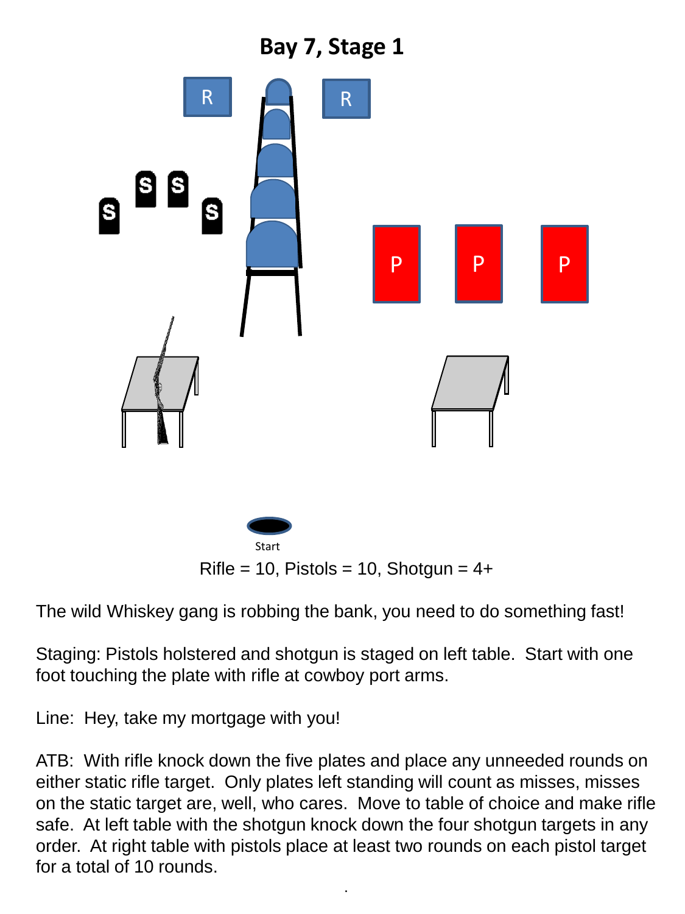# Bay 7, Stage 1

R R

S S S S

P P P

Start

Rifle = 10, Pistols = 10, Shotgun = 4+

The wild Whiskey gang is robbing the bank, you need to do something fast!

Staging: Pistols holstered and shotgun is staged on left table. Start with one foot touching the plate with rifle at cowboy port arms.

Line: Hey, take my mortgage with you!

ATB: With rifle knock down the five plates and place any unneeded rounds on either static rifle target. Only plates left standing will count as misses, misses on the static target are, well, who cares. Move to table of choice and make rifle safe. At left table with the shotgun knock down the four shotgun targets in any order. At right table with pistols place at least two rounds on each pistol target for a total of 10 rounds.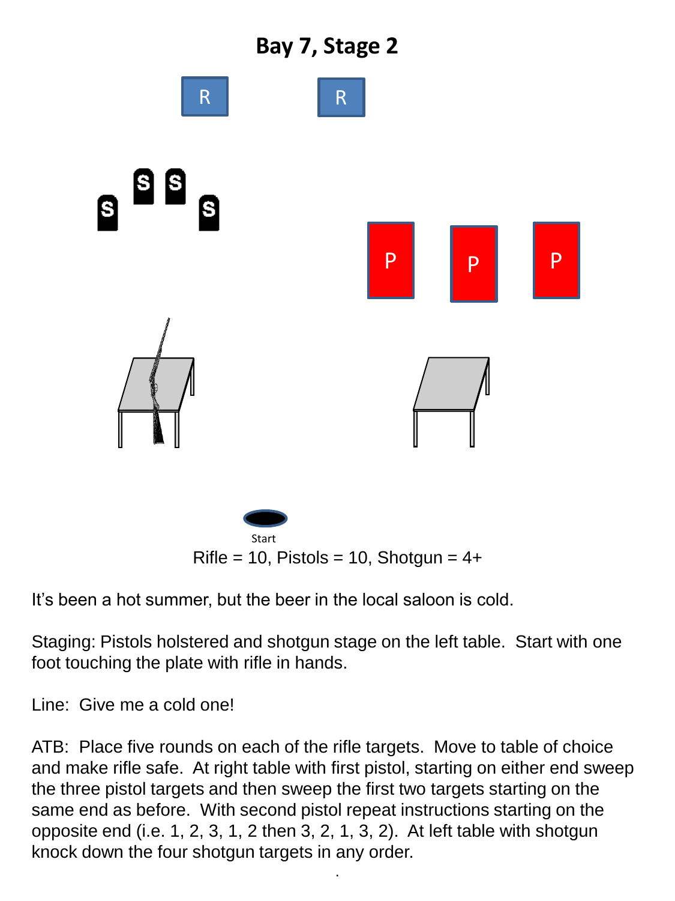# Bay 7, Stage 2

R R

S S S S

P P P

Start

Rifle = 10, Pistols = 10, Shotgun = 4+

It's been a hot summer, but the beer in the local saloon is cold.

Staging: Pistols holstered and shotgun stage on the left table. Start with one foot touching the plate with rifle in hands.

Line: Give me a cold one!

ATB: Place five rounds on each of the rifle targets. Move to table of choice and make rifle safe. At right table with first pistol, starting on either end sweep the three pistol targets and then sweep the first two targets starting on the same end as before. With second pistol repeat instructions starting on the opposite end (i.e. 1, 2, 3, 1, 2 then 3, 2, 1, 3, 2). At left table with shotgun knock down the four shotgun targets in any order.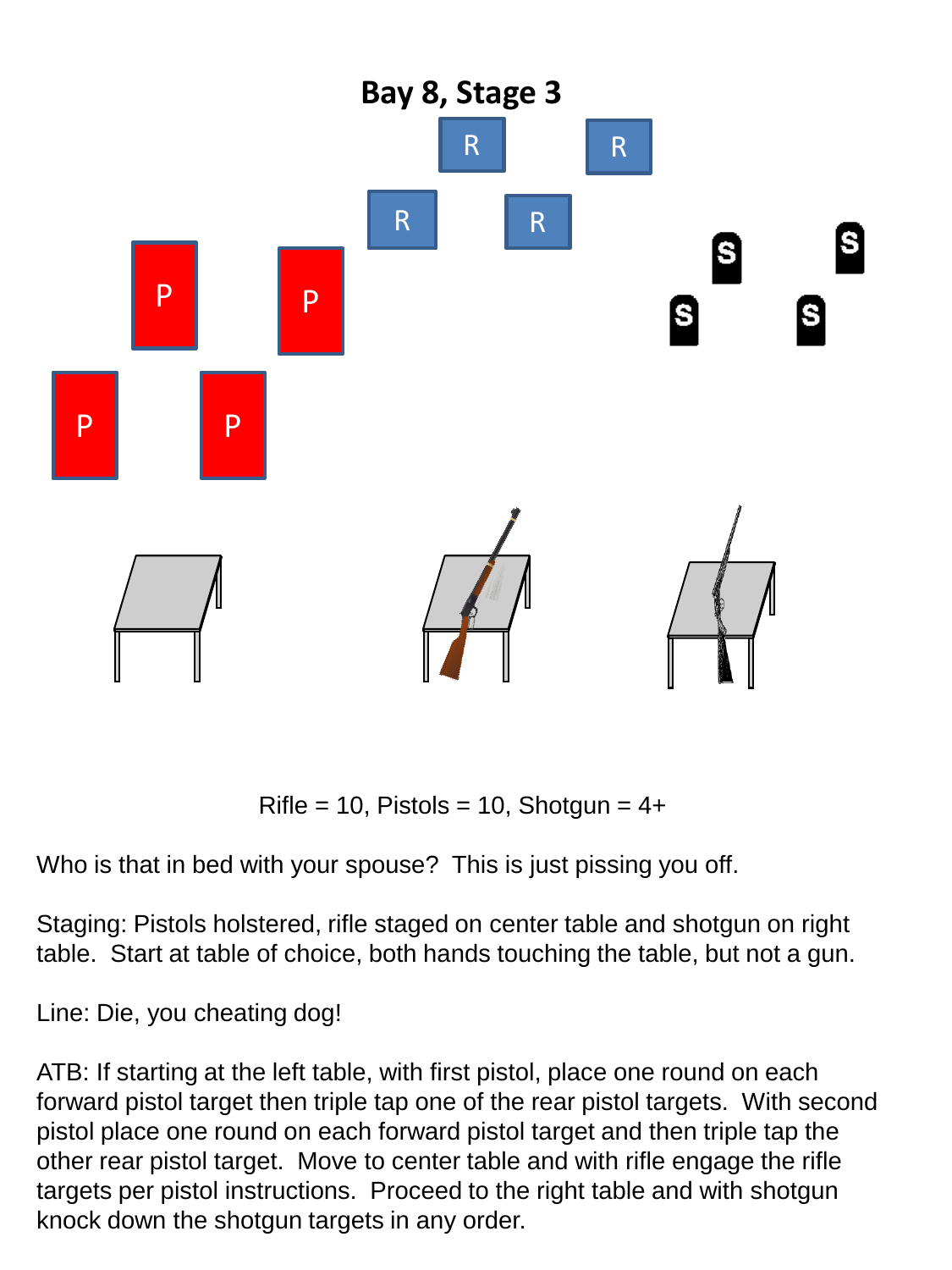# Bay 8, Stage 3

Rifle = 10, Pistols = 10, Shotgun = 4+

Who is that in bed with your spouse? This is just pissing you off.

Staging: Pistols holstered, rifle staged on center table and shotgun on right table. Start at table of choice, both hands touching the table, but not a gun.

Line: Die, you cheating dog!

ATB: If starting at the left table, with first pistol, place one round on each forward pistol target then triple tap one of the rear pistol targets. With second pistol place one round on each forward pistol target and then triple tap the other rear pistol target. Move to center table and with rifle engage the rifle targets per pistol instructions. Proceed to the right table and with shotgun knock down the shotgun targets in any order.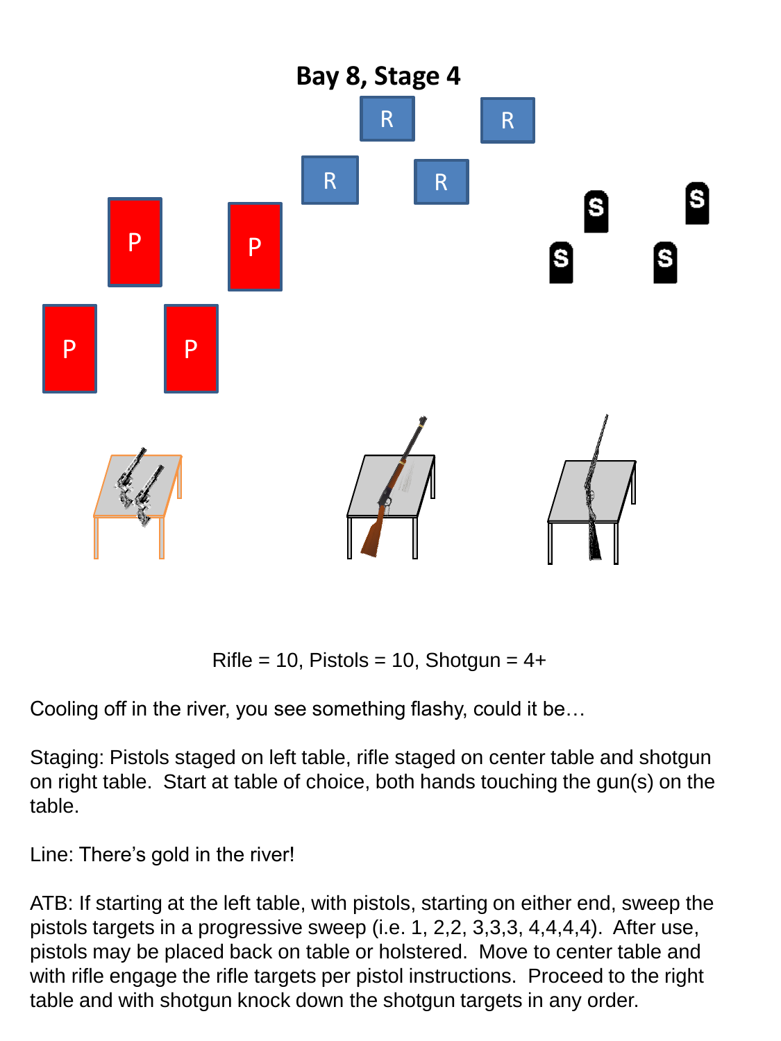# Bay 8, Stage 4

Rifle = 10, Pistols = 10, Shotgun = 4+

Cooling off in the river, you see something flashy, could it be…

Staging: Pistols staged on left table, rifle staged on center table and shotgun on right table. Start at table of choice, both hands touching the gun(s) on the table.

Line: There's gold in the river!

ATB: If starting at the left table, with pistols, starting on either end, sweep the pistols targets in a progressive sweep (i.e. 1, 2,2, 3,3,3, 4,4,4,4). After use, pistols may be placed back on table or holstered. Move to center table and with rifle engage the rifle targets per pistol instructions. Proceed to the right table and with shotgun knock down the shotgun targets in any order.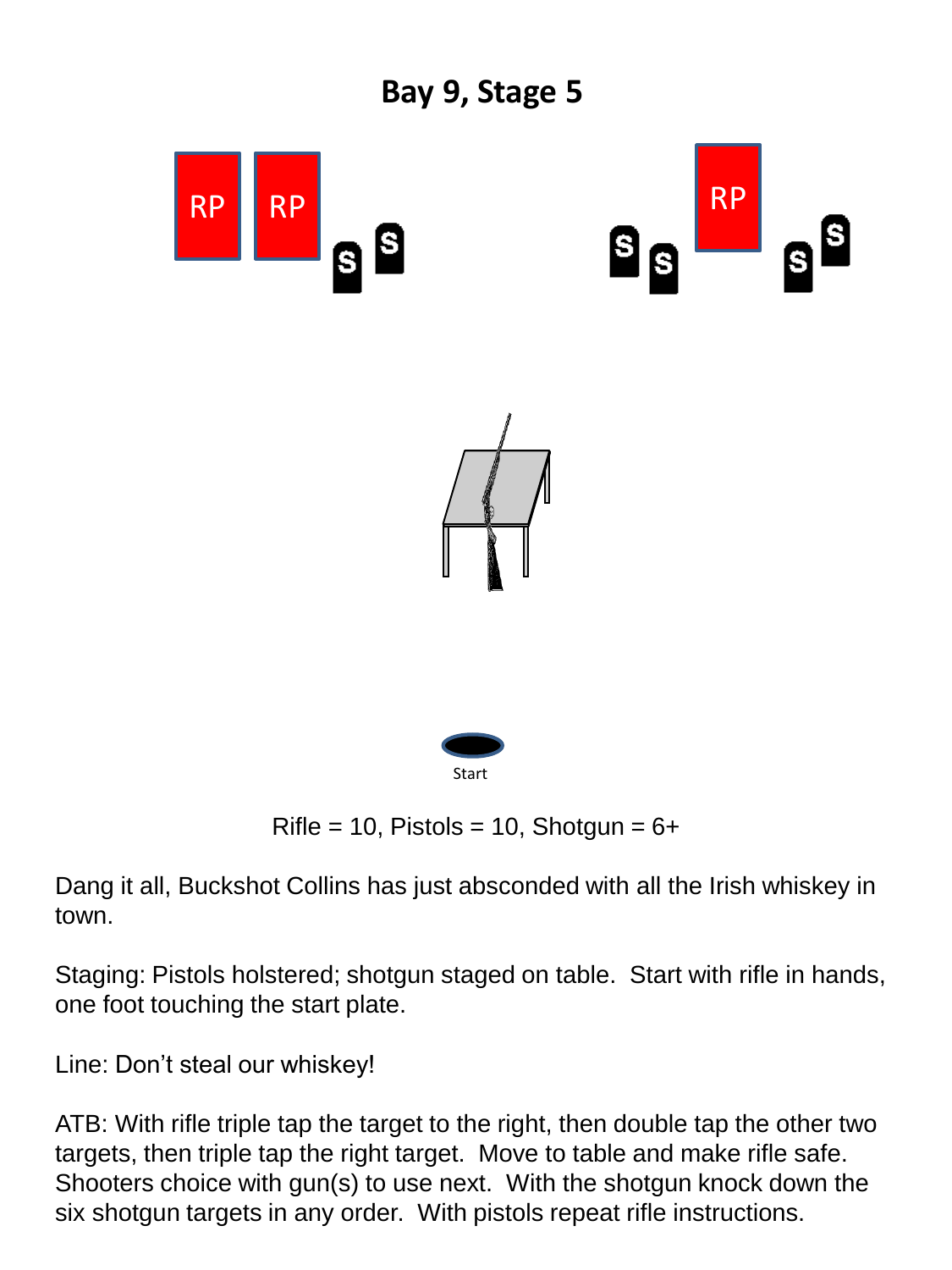# Bay 9, Stage 5

RP RP S S

S S RP S S

Start

Rifle = 10, Pistols = 10, Shotgun = 6+

Dang it all, Buckshot Collins has just absconded with all the Irish whiskey in town.

Staging: Pistols holstered; shotgun staged on table. Start with rifle in hands, one foot touching the start plate.

Line: Don't steal our whiskey!

ATB: With rifle triple tap the target to the right, then double tap the other two targets, then triple tap the right target. Move to table and make rifle safe. Shooters choice with gun(s) to use next. With the shotgun knock down the six shotgun targets in any order. With pistols repeat rifle instructions.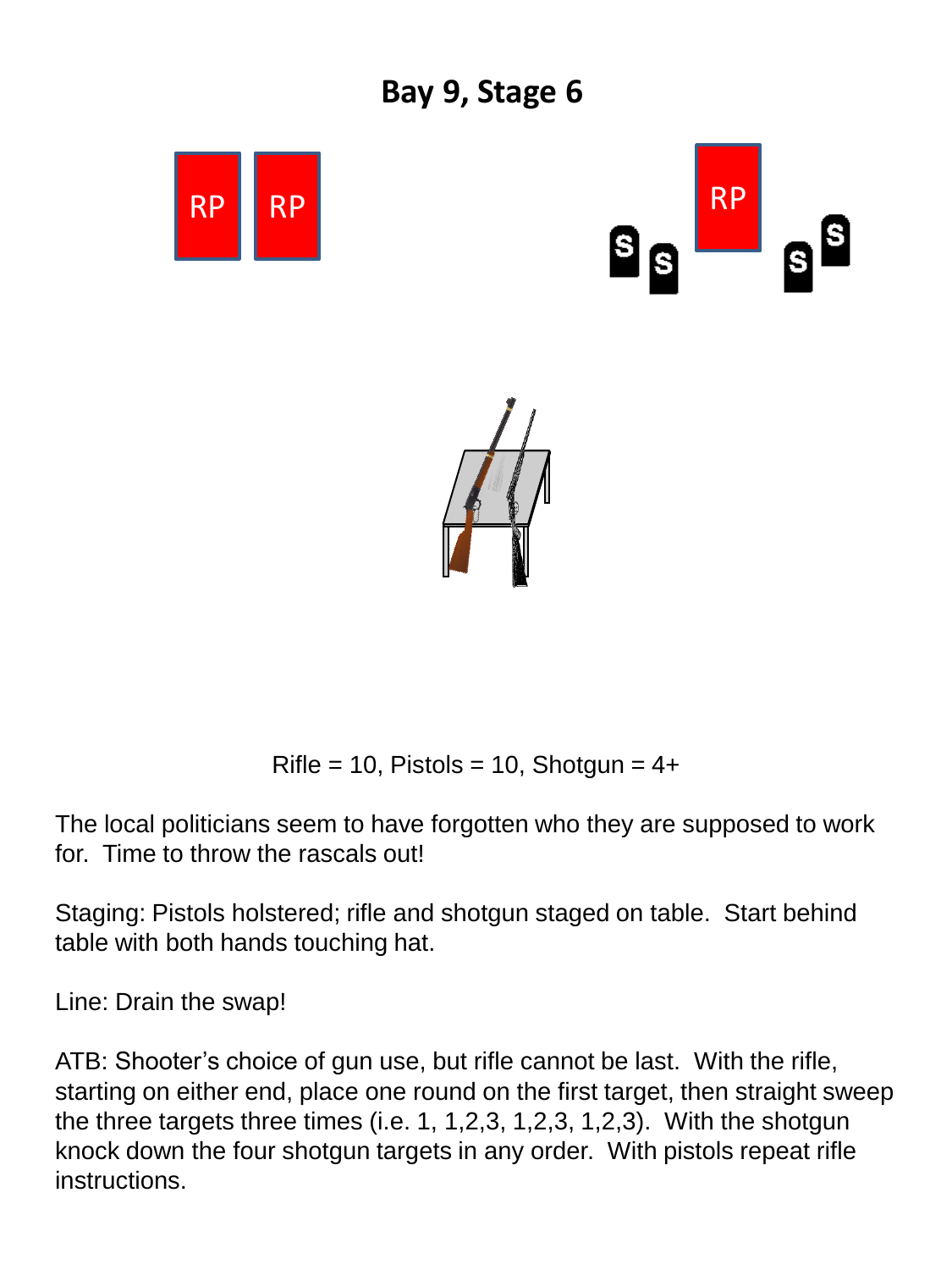# Bay 9, Stage 6

RP RP

RP

S S S S

Rifle = 10, Pistols = 10, Shotgun = 4+

The local politicians seem to have forgotten who they are supposed to work for. Time to throw the rascals out!

Staging: Pistols holstered; rifle and shotgun staged on table. Start behind table with both hands touching hat.

Line: Drain the swap!

ATB: Shooter's choice of gun use, but rifle cannot be last. With the rifle, starting on either end, place one round on the first target, then straight sweep the three targets three times (i.e. 1, 1,2,3, 1,2,3, 1,2,3). With the shotgun knock down the four shotgun targets in any order. With pistols repeat rifle instructions.